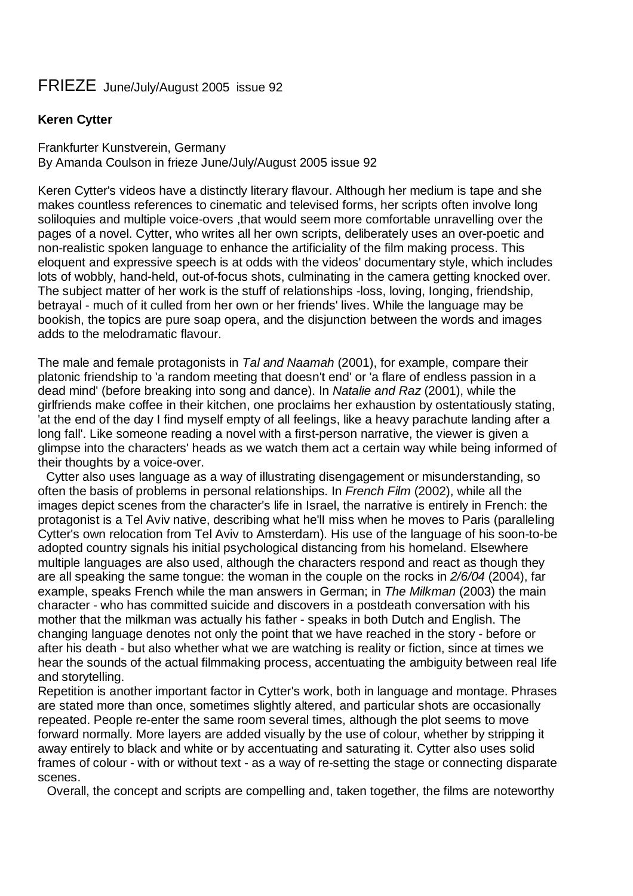# FRIEZE June/July/August 2005 issue 92

**Keren Cytter**

Frankfurter Kunstverein, Germany
By Amanda Coulson in frieze June/July/August 2005 issue 92

Keren Cytter's videos have a distinctly literary flavour. Although her medium is tape and she makes countless references to cinematic and televised forms, her scripts often involve long soliloquies and multiple voice-overs ,that would seem more comfortable unravelling over the pages of a novel. Cytter, who writes all her own scripts, deliberately uses an over-poetic and non-realistic spoken language to enhance the artificiality of the film making process. This eloquent and expressive speech is at odds with the videos' documentary style, which includes lots of wobbly, hand-held, out-of-focus shots, culminating in the camera getting knocked over. The subject matter of her work is the stuff of relationships -loss, loving, longing, friendship, betrayal - much of it culled from her own or her friends' lives. While the language may be bookish, the topics are pure soap opera, and the disjunction between the words and images adds to the melodramatic flavour.

The male and female protagonists in *Tal and Naamah* (2001), for example, compare their platonic friendship to 'a random meeting that doesn't end' or 'a flare of endless passion in a dead mind' (before breaking into song and dance). In *Natalie and Raz* (2001), while the girlfriends make coffee in their kitchen, one proclaims her exhaustion by ostentatiously stating, 'at the end of the day I find myself empty of all feelings, like a heavy parachute landing after a long fall'. Like someone reading a novel with a first-person narrative, the viewer is given a glimpse into the characters' heads as we watch them act a certain way while being informed of their thoughts by a voice-over.

Cytter also uses language as a way of illustrating disengagement or misunderstanding, so often the basis of problems in personal relationships. In *French Film* (2002), while all the images depict scenes from the character's life in Israel, the narrative is entirely in French: the protagonist is a Tel Aviv native, describing what he'll miss when he moves to Paris (paralleling Cytter's own relocation from Tel Aviv to Amsterdam). His use of the language of his soon-to-be adopted country signals his initial psychological distancing from his homeland. Elsewhere multiple languages are also used, although the characters respond and react as though they are all speaking the same tongue: the woman in the couple on the rocks in *2/6/04* (2004), far example, speaks French while the man answers in German; in *The Milkman* (2003) the main character - who has committed suicide and discovers in a postdeath conversation with his mother that the milkman was actually his father - speaks in both Dutch and English. The changing language denotes not only the point that we have reached in the story - before or after his death - but also whether what we are watching is reality or fiction, since at times we hear the sounds of the actual filmmaking process, accentuating the ambiguity between real life and storytelling.

Repetition is another important factor in Cytter's work, both in language and montage. Phrases are stated more than once, sometimes slightly altered, and particular shots are occasionally repeated. People re-enter the same room several times, although the plot seems to move forward normally. More layers are added visually by the use of colour, whether by stripping it away entirely to black and white or by accentuating and saturating it. Cytter also uses solid frames of colour - with or without text - as a way of re-setting the stage or connecting disparate scenes.

Overall, the concept and scripts are compelling and, taken together, the films are noteworthy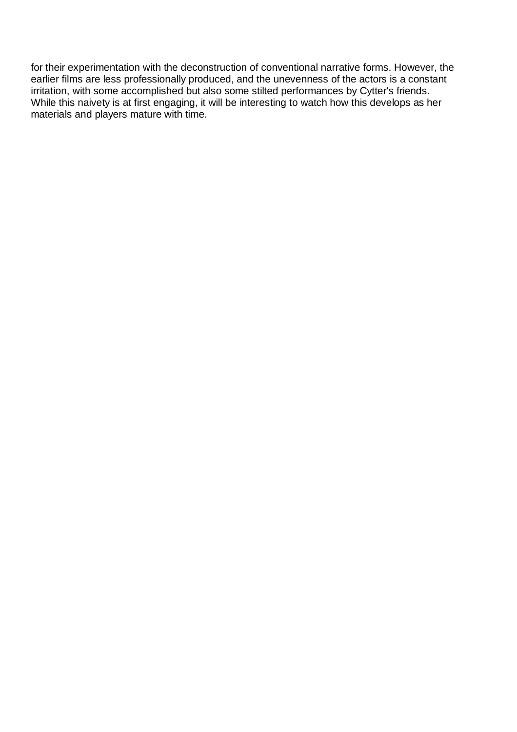for their experimentation with the deconstruction of conventional narrative forms. However, the earlier films are less professionally produced, and the unevenness of the actors is a constant irritation, with some accomplished but also some stilted performances by Cytter's friends. While this naivety is at first engaging, it will be interesting to watch how this develops as her materials and players mature with time.